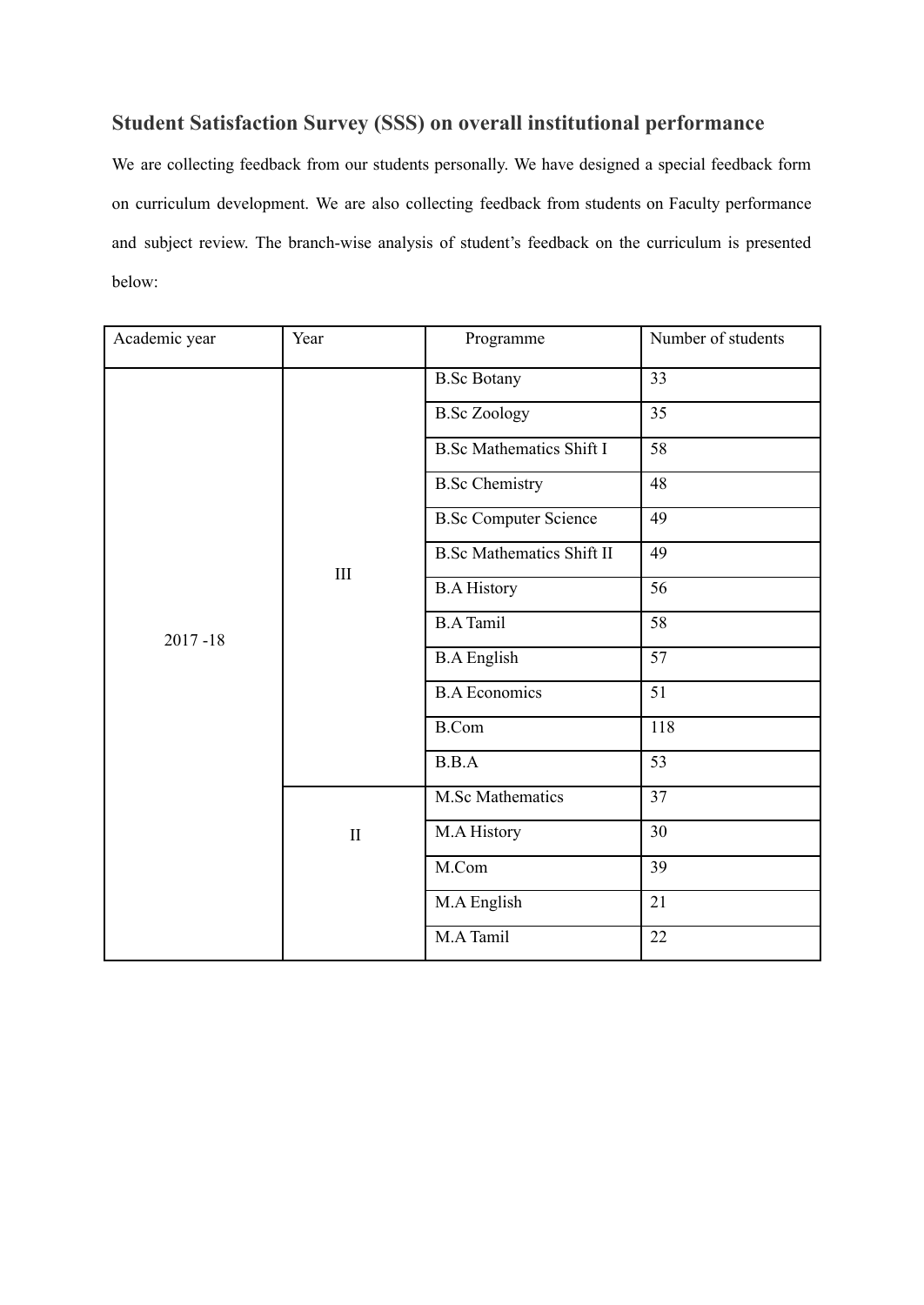## Student Satisfaction Survey (SSS) on overall institutional performance

We are collecting feedback from our students personally. We have designed a special feedback form on curriculum development. We are also collecting feedback from students on Faculty performance and subject review. The branch-wise analysis of student's feedback on the curriculum is presented below:

| Academic year | Year | Programme | Number of students |
|---|---|---|---|
| 2017 -18 | III | B.Sc Botany | 33 |
| | | B.Sc Zoology | 35 |
| | | B.Sc Mathematics Shift I | 58 |
| | | B.Sc Chemistry | 48 |
| | | B.Sc Computer Science | 49 |
| | | B.Sc Mathematics Shift II | 49 |
| | | B.A History | 56 |
| | | B.A Tamil | 58 |
| | | B.A English | 57 |
| | | B.A Economics | 51 |
| | | B.Com | 118 |
| | | B.B.A | 53 |
| | II | M.Sc Mathematics | 37 |
| | | M.A History | 30 |
| | | M.Com | 39 |
| | | M.A English | 21 |
| | | M.A Tamil | 22 |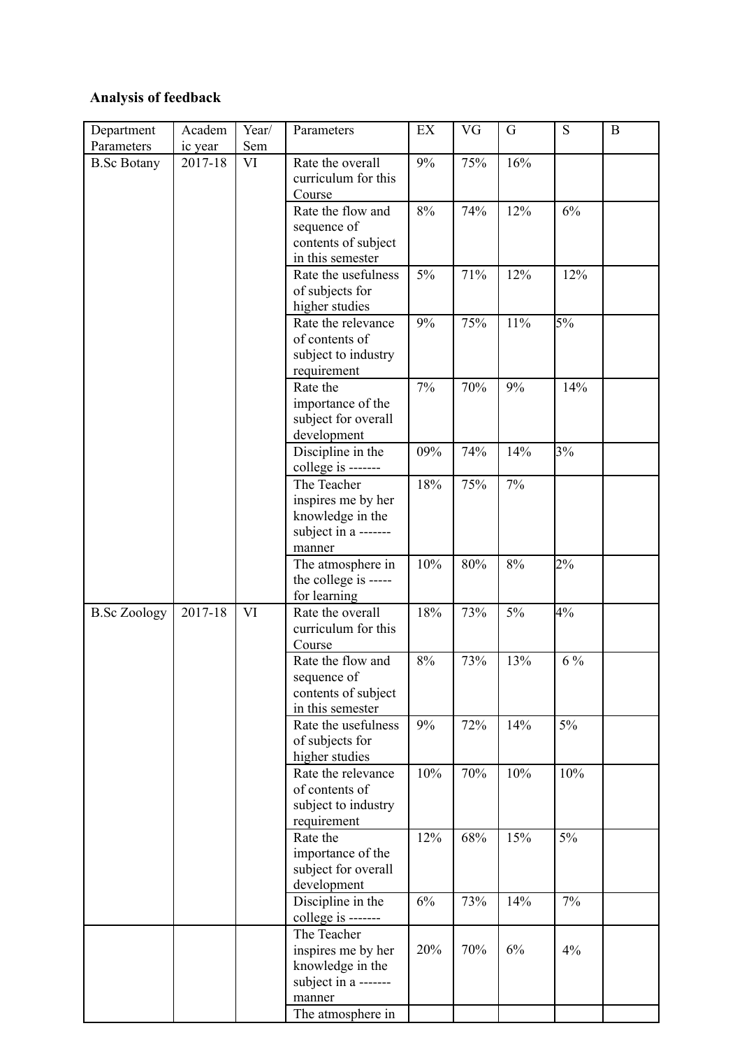**Analysis of feedback**

| Department Parameters | Academic year | Year/ Sem | Parameters | EX | VG | G | S | B |
|---|---|---|---|---|---|---|---|---|
| B.Sc Botany | 2017-18 | VI | Rate the overall curriculum for this Course | 9% | 75% | 16% | | |
| | | | Rate the flow and sequence of contents of subject in this semester | 8% | 74% | 12% | 6% | |
| | | | Rate the usefulness of subjects for higher studies | 5% | 71% | 12% | 12% | |
| | | | Rate the relevance of contents of subject to industry requirement | 9% | 75% | 11% | 5% | |
| | | | Rate the importance of the subject for overall development | 7% | 70% | 9% | 14% | |
| | | | Discipline in the college is ------- | 09% | 74% | 14% | 3% | |
| | | | The Teacher inspires me by her knowledge in the subject in a ------- manner | 18% | 75% | 7% | | |
| | | | The atmosphere in the college is ----- for learning | 10% | 80% | 8% | 2% | |
| B.Sc Zoology | 2017-18 | VI | Rate the overall curriculum for this Course | 18% | 73% | 5% | 4% | |
| | | | Rate the flow and sequence of contents of subject in this semester | 8% | 73% | 13% | 6 % | |
| | | | Rate the usefulness of subjects for higher studies | 9% | 72% | 14% | 5% | |
| | | | Rate the relevance of contents of subject to industry requirement | 10% | 70% | 10% | 10% | |
| | | | Rate the importance of the subject for overall development | 12% | 68% | 15% | 5% | |
| | | | Discipline in the college is ------- | 6% | 73% | 14% | 7% | |
| | | | The Teacher inspires me by her knowledge in the subject in a ------- manner | 20% | 70% | 6% | 4% | |
| | | | The atmosphere in | | | | | |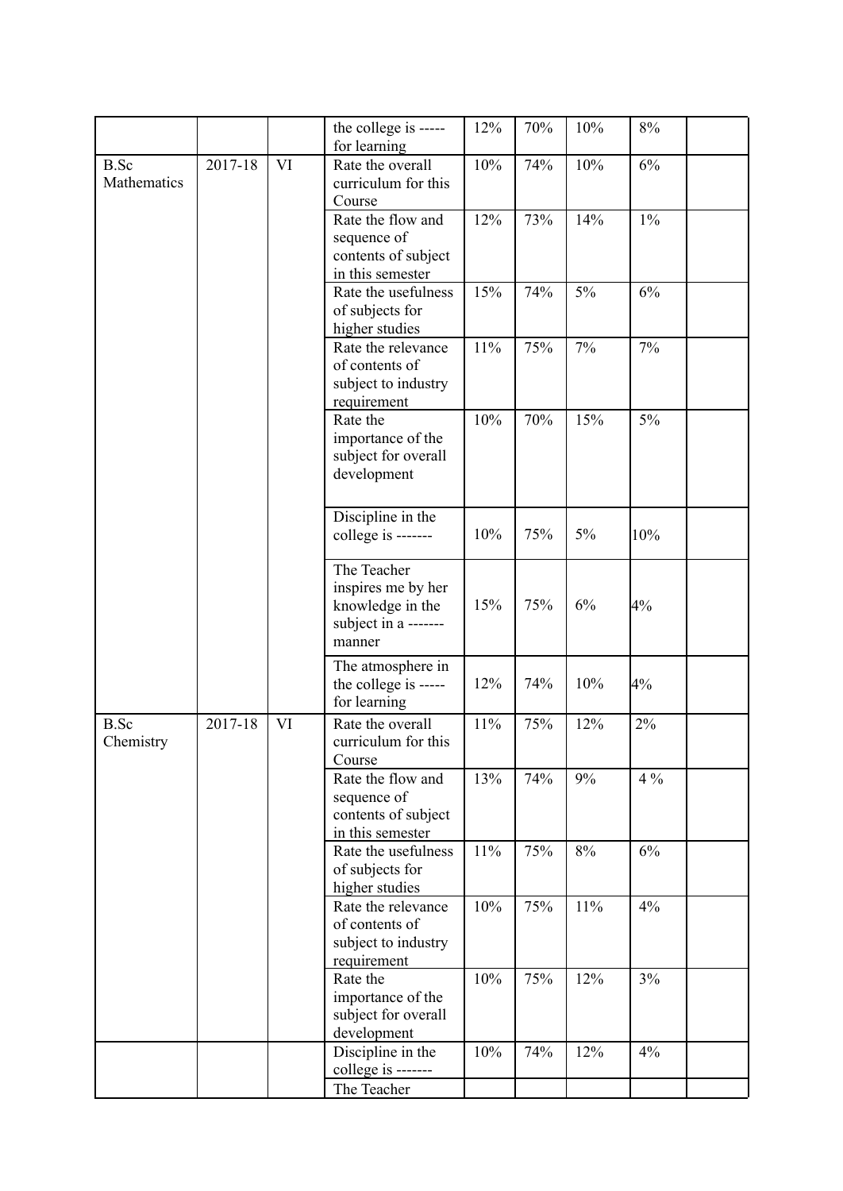| | | | | | | | | |
|---|---|---|---|---|---|---|---|---|
| | | | the college is ----- for learning | 12% | 70% | 10% | 8% | |
| B.Sc Mathematics | 2017-18 | VI | Rate the overall curriculum for this Course | 10% | 74% | 10% | 6% | |
| | | | Rate the flow and sequence of contents of subject in this semester | 12% | 73% | 14% | 1% | |
| | | | Rate the usefulness of subjects for higher studies | 15% | 74% | 5% | 6% | |
| | | | Rate the relevance of contents of subject to industry requirement | 11% | 75% | 7% | 7% | |
| | | | Rate the importance of the subject for overall development | 10% | 70% | 15% | 5% | |
| | | | Discipline in the college is ------- | 10% | 75% | 5% | 10% | |
| | | | The Teacher inspires me by her knowledge in the subject in a ------- manner | 15% | 75% | 6% | 4% | |
| | | | The atmosphere in the college is ----- for learning | 12% | 74% | 10% | 4% | |
| B.Sc Chemistry | 2017-18 | VI | Rate the overall curriculum for this Course | 11% | 75% | 12% | 2% | |
| | | | Rate the flow and sequence of contents of subject in this semester | 13% | 74% | 9% | 4 % | |
| | | | Rate the usefulness of subjects for higher studies | 11% | 75% | 8% | 6% | |
| | | | Rate the relevance of contents of subject to industry requirement | 10% | 75% | 11% | 4% | |
| | | | Rate the importance of the subject for overall development | 10% | 75% | 12% | 3% | |
| | | | Discipline in the college is ------- | 10% | 74% | 12% | 4% | |
| | | | The Teacher | | | | | |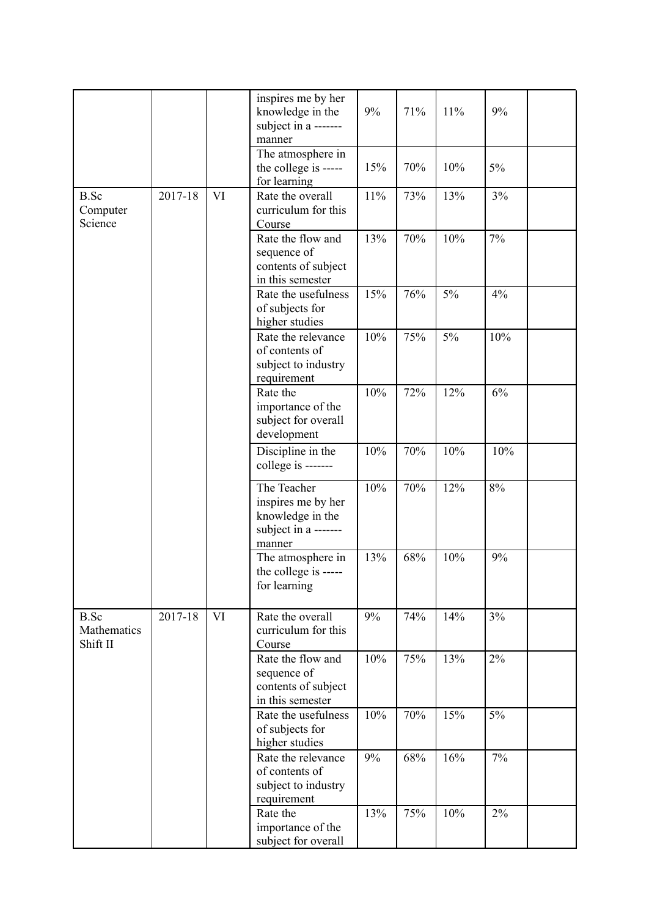| | | | | | | | | |
|---|---|---|---|---|---|---|---|---|
| | | | inspires me by her knowledge in the subject in a ------- manner | 9% | 71% | 11% | 9% | |
| | | | The atmosphere in the college is ----- for learning | 15% | 70% | 10% | 5% | |
| B.Sc Computer Science | 2017-18 | VI | Rate the overall curriculum for this Course | 11% | 73% | 13% | 3% | |
| | | | Rate the flow and sequence of contents of subject in this semester | 13% | 70% | 10% | 7% | |
| | | | Rate the usefulness of subjects for higher studies | 15% | 76% | 5% | 4% | |
| | | | Rate the relevance of contents of subject to industry requirement | 10% | 75% | 5% | 10% | |
| | | | Rate the importance of the subject for overall development | 10% | 72% | 12% | 6% | |
| | | | Discipline in the college is ------- | 10% | 70% | 10% | 10% | |
| | | | The Teacher inspires me by her knowledge in the subject in a ------- manner | 10% | 70% | 12% | 8% | |
| | | | The atmosphere in the college is ----- for learning | 13% | 68% | 10% | 9% | |
| B.Sc Mathematics Shift II | 2017-18 | VI | Rate the overall curriculum for this Course | 9% | 74% | 14% | 3% | |
| | | | Rate the flow and sequence of contents of subject in this semester | 10% | 75% | 13% | 2% | |
| | | | Rate the usefulness of subjects for higher studies | 10% | 70% | 15% | 5% | |
| | | | Rate the relevance of contents of subject to industry requirement | 9% | 68% | 16% | 7% | |
| | | | Rate the importance of the subject for overall | 13% | 75% | 10% | 2% | |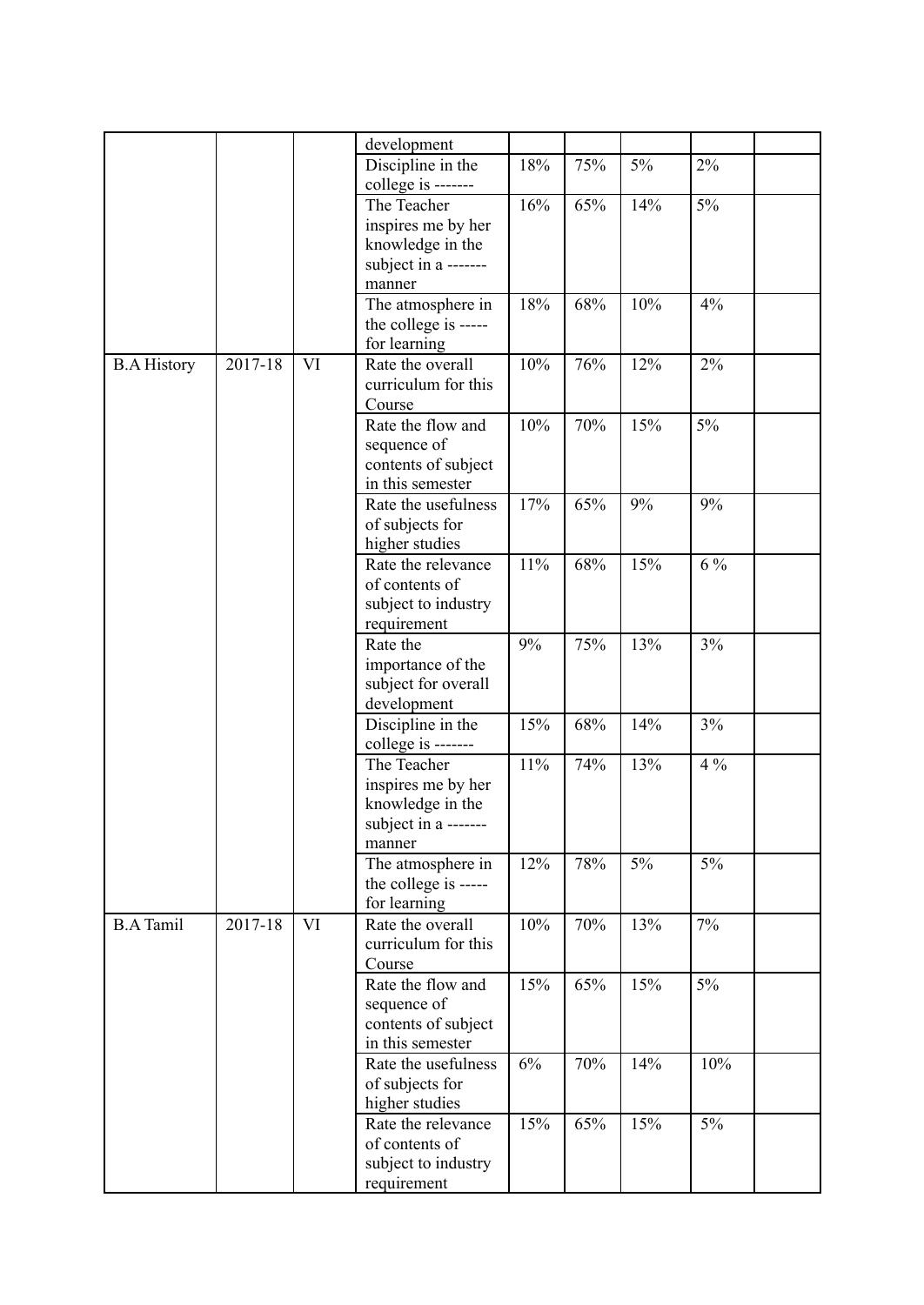|  |  |  | development |  |  |  |  |  |
|---|---|---|---|---|---|---|---|---|
|  |  |  | Discipline in the college is ------- | 18% | 75% | 5% | 2% |  |
|  |  |  | The Teacher inspires me by her knowledge in the subject in a ------- manner | 16% | 65% | 14% | 5% |  |
|  |  |  | The atmosphere in the college is ----- for learning | 18% | 68% | 10% | 4% |  |
| B.A History | 2017-18 | VI | Rate the overall curriculum for this Course | 10% | 76% | 12% | 2% |  |
|  |  |  | Rate the flow and sequence of contents of subject in this semester | 10% | 70% | 15% | 5% |  |
|  |  |  | Rate the usefulness of subjects for higher studies | 17% | 65% | 9% | 9% |  |
|  |  |  | Rate the relevance of contents of subject to industry requirement | 11% | 68% | 15% | 6 % |  |
|  |  |  | Rate the importance of the subject for overall development | 9% | 75% | 13% | 3% |  |
|  |  |  | Discipline in the college is ------- | 15% | 68% | 14% | 3% |  |
|  |  |  | The Teacher inspires me by her knowledge in the subject in a ------- manner | 11% | 74% | 13% | 4 % |  |
|  |  |  | The atmosphere in the college is ----- for learning | 12% | 78% | 5% | 5% |  |
| B.A Tamil | 2017-18 | VI | Rate the overall curriculum for this Course | 10% | 70% | 13% | 7% |  |
|  |  |  | Rate the flow and sequence of contents of subject in this semester | 15% | 65% | 15% | 5% |  |
|  |  |  | Rate the usefulness of subjects for higher studies | 6% | 70% | 14% | 10% |  |
|  |  |  | Rate the relevance of contents of subject to industry requirement | 15% | 65% | 15% | 5% |  |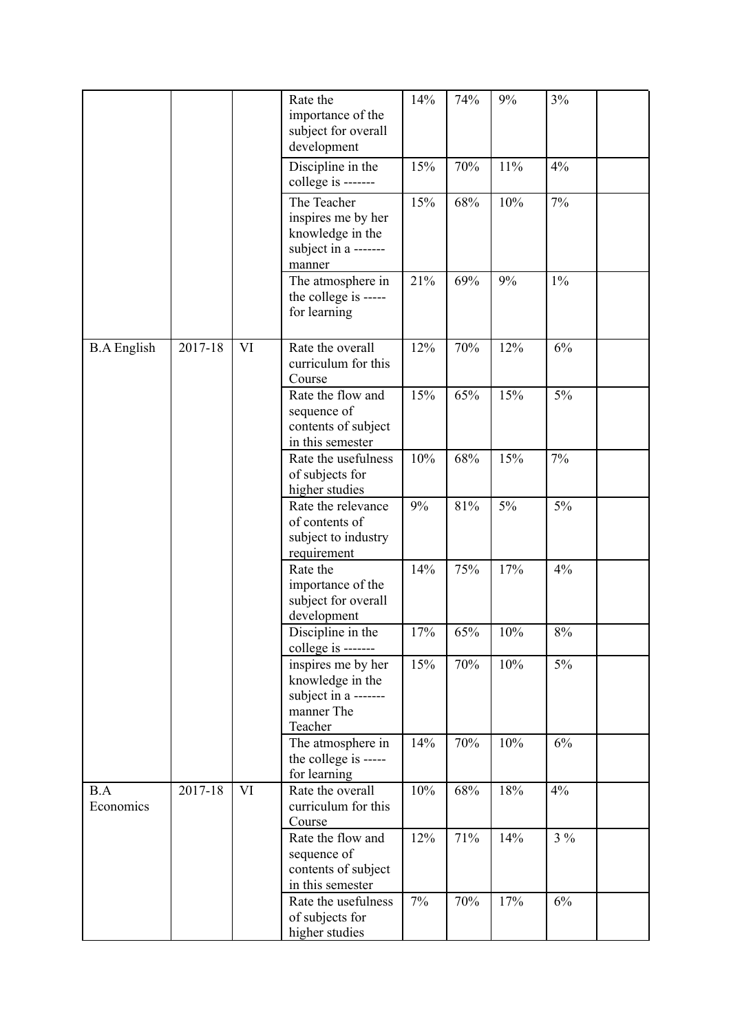| | | | | | | | | |
|---|---|---|---|---|---|---|---|---|
| | | | Rate the importance of the subject for overall development | 14% | 74% | 9% | 3% | |
| | | | Discipline in the college is ------- | 15% | 70% | 11% | 4% | |
| | | | The Teacher inspires me by her knowledge in the subject in a ------- manner | 15% | 68% | 10% | 7% | |
| | | | The atmosphere in the college is ----- for learning | 21% | 69% | 9% | 1% | |
| B.A English | 2017-18 | VI | Rate the overall curriculum for this Course | 12% | 70% | 12% | 6% | |
| | | | Rate the flow and sequence of contents of subject in this semester | 15% | 65% | 15% | 5% | |
| | | | Rate the usefulness of subjects for higher studies | 10% | 68% | 15% | 7% | |
| | | | Rate the relevance of contents of subject to industry requirement | 9% | 81% | 5% | 5% | |
| | | | Rate the importance of the subject for overall development | 14% | 75% | 17% | 4% | |
| | | | Discipline in the college is ------- | 17% | 65% | 10% | 8% | |
| | | | inspires me by her knowledge in the subject in a ------- manner The Teacher | 15% | 70% | 10% | 5% | |
| | | | The atmosphere in the college is ----- for learning | 14% | 70% | 10% | 6% | |
| B.A Economics | 2017-18 | VI | Rate the overall curriculum for this Course | 10% | 68% | 18% | 4% | |
| | | | Rate the flow and sequence of contents of subject in this semester | 12% | 71% | 14% | 3 % | |
| | | | Rate the usefulness of subjects for higher studies | 7% | 70% | 17% | 6% | |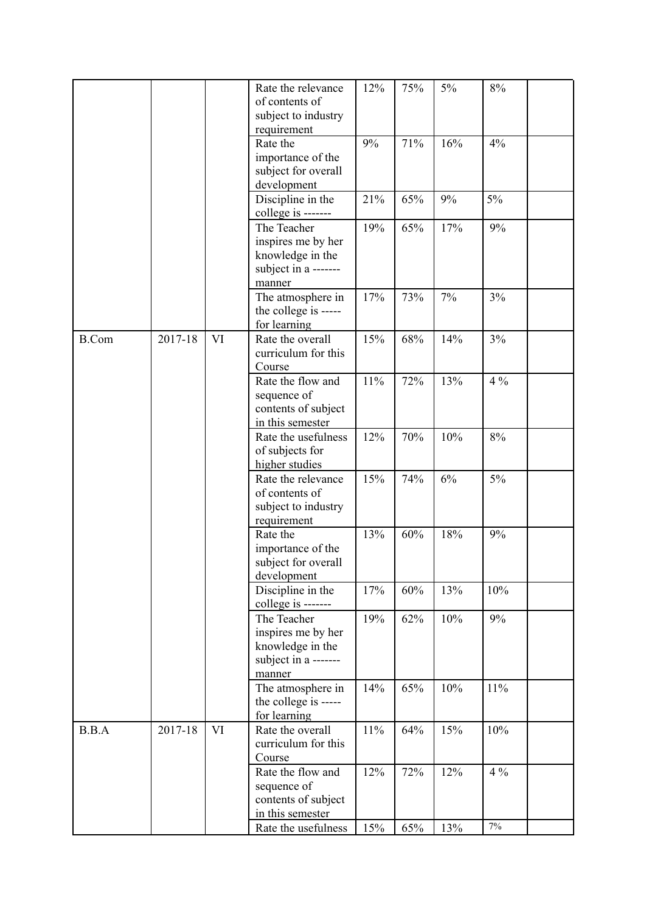| | | | | | | | | |
|---|---|---|---|---|---|---|---|---|
| | | | Rate the relevance of contents of subject to industry requirement | 12% | 75% | 5% | 8% | |
| | | | Rate the importance of the subject for overall development | 9% | 71% | 16% | 4% | |
| | | | Discipline in the college is ------- | 21% | 65% | 9% | 5% | |
| | | | The Teacher inspires me by her knowledge in the subject in a ------- manner | 19% | 65% | 17% | 9% | |
| | | | The atmosphere in the college is ----- for learning | 17% | 73% | 7% | 3% | |
| B.Com | 2017-18 | VI | Rate the overall curriculum for this Course | 15% | 68% | 14% | 3% | |
| | | | Rate the flow and sequence of contents of subject in this semester | 11% | 72% | 13% | 4 % | |
| | | | Rate the usefulness of subjects for higher studies | 12% | 70% | 10% | 8% | |
| | | | Rate the relevance of contents of subject to industry requirement | 15% | 74% | 6% | 5% | |
| | | | Rate the importance of the subject for overall development | 13% | 60% | 18% | 9% | |
| | | | Discipline in the college is ------- | 17% | 60% | 13% | 10% | |
| | | | The Teacher inspires me by her knowledge in the subject in a ------- manner | 19% | 62% | 10% | 9% | |
| | | | The atmosphere in the college is ----- for learning | 14% | 65% | 10% | 11% | |
| B.B.A | 2017-18 | VI | Rate the overall curriculum for this Course | 11% | 64% | 15% | 10% | |
| | | | Rate the flow and sequence of contents of subject in this semester | 12% | 72% | 12% | 4 % | |
| | | | Rate the usefulness | 15% | 65% | 13% | 7% | |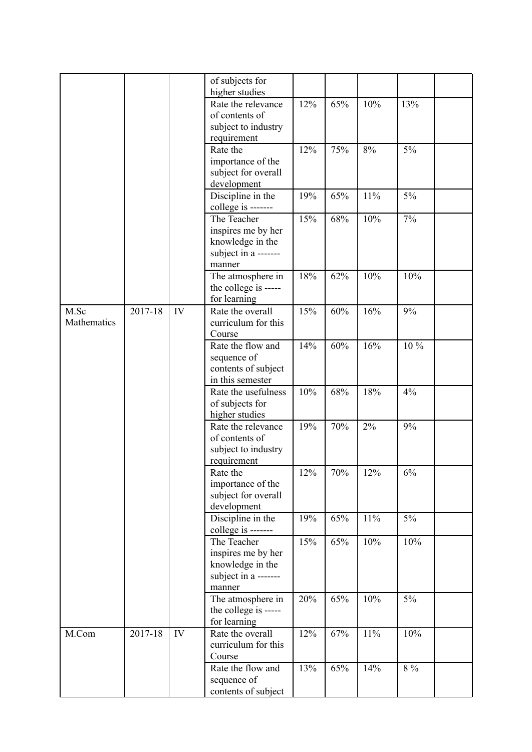| | | | | | | | | |
|---|---|---|---|---|---|---|---|---|
| | | | of subjects for higher studies | | | | | |
| | | | Rate the relevance of contents of subject to industry requirement | 12% | 65% | 10% | 13% | |
| | | | Rate the importance of the subject for overall development | 12% | 75% | 8% | 5% | |
| | | | Discipline in the college is ------- | 19% | 65% | 11% | 5% | |
| | | | The Teacher inspires me by her knowledge in the subject in a ------- manner | 15% | 68% | 10% | 7% | |
| | | | The atmosphere in the college is ----- for learning | 18% | 62% | 10% | 10% | |
| M.Sc Mathematics | 2017-18 | IV | Rate the overall curriculum for this Course | 15% | 60% | 16% | 9% | |
| | | | Rate the flow and sequence of contents of subject in this semester | 14% | 60% | 16% | 10 % | |
| | | | Rate the usefulness of subjects for higher studies | 10% | 68% | 18% | 4% | |
| | | | Rate the relevance of contents of subject to industry requirement | 19% | 70% | 2% | 9% | |
| | | | Rate the importance of the subject for overall development | 12% | 70% | 12% | 6% | |
| | | | Discipline in the college is ------- | 19% | 65% | 11% | 5% | |
| | | | The Teacher inspires me by her knowledge in the subject in a ------- manner | 15% | 65% | 10% | 10% | |
| | | | The atmosphere in the college is ----- for learning | 20% | 65% | 10% | 5% | |
| M.Com | 2017-18 | IV | Rate the overall curriculum for this Course | 12% | 67% | 11% | 10% | |
| | | | Rate the flow and sequence of contents of subject | 13% | 65% | 14% | 8 % | |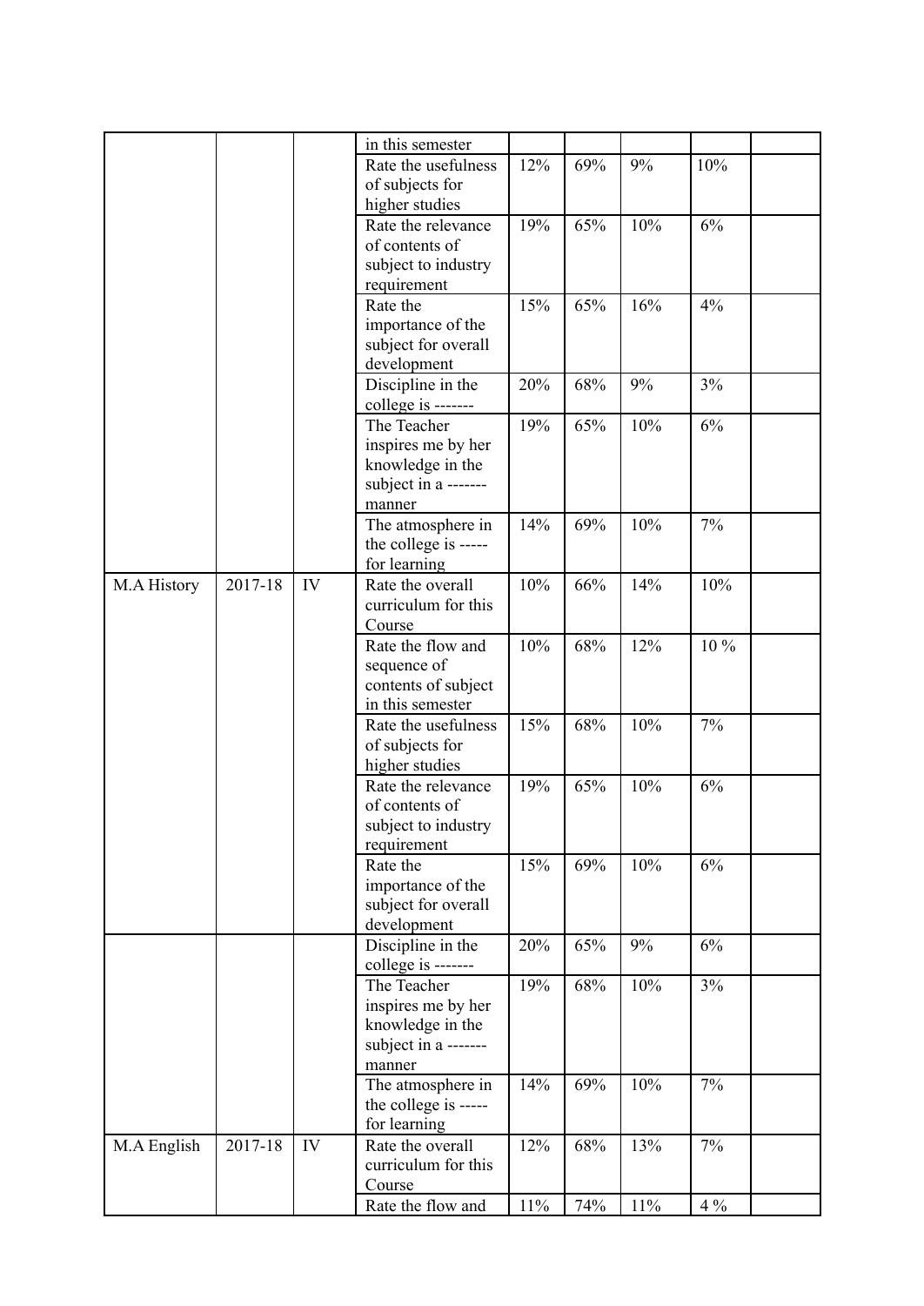| | | | | | | | | |
|---|---|---|---|---|---|---|---|---|
| | | | in this semester | | | | | |
| | | | Rate the usefulness of subjects for higher studies | 12% | 69% | 9% | 10% | |
| | | | Rate the relevance of contents of subject to industry requirement | 19% | 65% | 10% | 6% | |
| | | | Rate the importance of the subject for overall development | 15% | 65% | 16% | 4% | |
| | | | Discipline in the college is ------- | 20% | 68% | 9% | 3% | |
| | | | The Teacher inspires me by her knowledge in the subject in a ------- manner | 19% | 65% | 10% | 6% | |
| | | | The atmosphere in the college is ----- for learning | 14% | 69% | 10% | 7% | |
| M.A History | 2017-18 | IV | Rate the overall curriculum for this Course | 10% | 66% | 14% | 10% | |
| | | | Rate the flow and sequence of contents of subject in this semester | 10% | 68% | 12% | 10 % | |
| | | | Rate the usefulness of subjects for higher studies | 15% | 68% | 10% | 7% | |
| | | | Rate the relevance of contents of subject to industry requirement | 19% | 65% | 10% | 6% | |
| | | | Rate the importance of the subject for overall development | 15% | 69% | 10% | 6% | |
| | | | Discipline in the college is ------- | 20% | 65% | 9% | 6% | |
| | | | The Teacher inspires me by her knowledge in the subject in a ------- manner | 19% | 68% | 10% | 3% | |
| | | | The atmosphere in the college is ----- for learning | 14% | 69% | 10% | 7% | |
| M.A English | 2017-18 | IV | Rate the overall curriculum for this Course | 12% | 68% | 13% | 7% | |
| | | | Rate the flow and | 11% | 74% | 11% | 4 % | |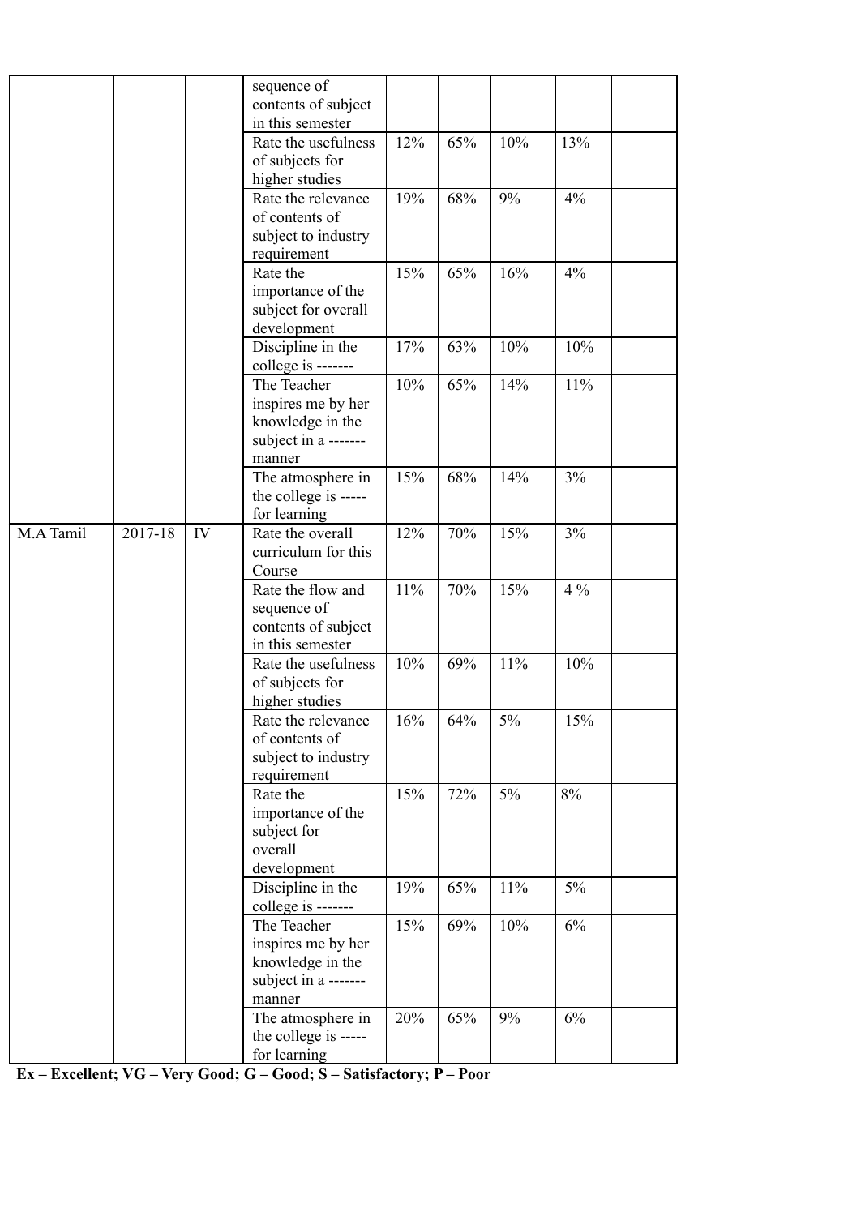|  |  |  | sequence of contents of subject in this semester |  |  |  |  |  |
|---|---|---|---|---|---|---|---|---|
|  |  |  | Rate the usefulness of subjects for higher studies | 12% | 65% | 10% | 13% |  |
|  |  |  | Rate the relevance of contents of subject to industry requirement | 19% | 68% | 9% | 4% |  |
|  |  |  | Rate the importance of the subject for overall development | 15% | 65% | 16% | 4% |  |
|  |  |  | Discipline in the college is ------- | 17% | 63% | 10% | 10% |  |
|  |  |  | The Teacher inspires me by her knowledge in the subject in a ------- manner | 10% | 65% | 14% | 11% |  |
|  |  |  | The atmosphere in the college is ----- for learning | 15% | 68% | 14% | 3% |  |
| M.A Tamil | 2017-18 | IV | Rate the overall curriculum for this Course | 12% | 70% | 15% | 3% |  |
|  |  |  | Rate the flow and sequence of contents of subject in this semester | 11% | 70% | 15% | 4 % |  |
|  |  |  | Rate the usefulness of subjects for higher studies | 10% | 69% | 11% | 10% |  |
|  |  |  | Rate the relevance of contents of subject to industry requirement | 16% | 64% | 5% | 15% |  |
|  |  |  | Rate the importance of the subject for overall development | 15% | 72% | 5% | 8% |  |
|  |  |  | Discipline in the college is ------- | 19% | 65% | 11% | 5% |  |
|  |  |  | The Teacher inspires me by her knowledge in the subject in a ------- manner | 15% | 69% | 10% | 6% |  |
|  |  |  | The atmosphere in the college is ----- for learning | 20% | 65% | 9% | 6% |  |

**Ex – Excellent; VG – Very Good; G – Good; S – Satisfactory; P – Poor**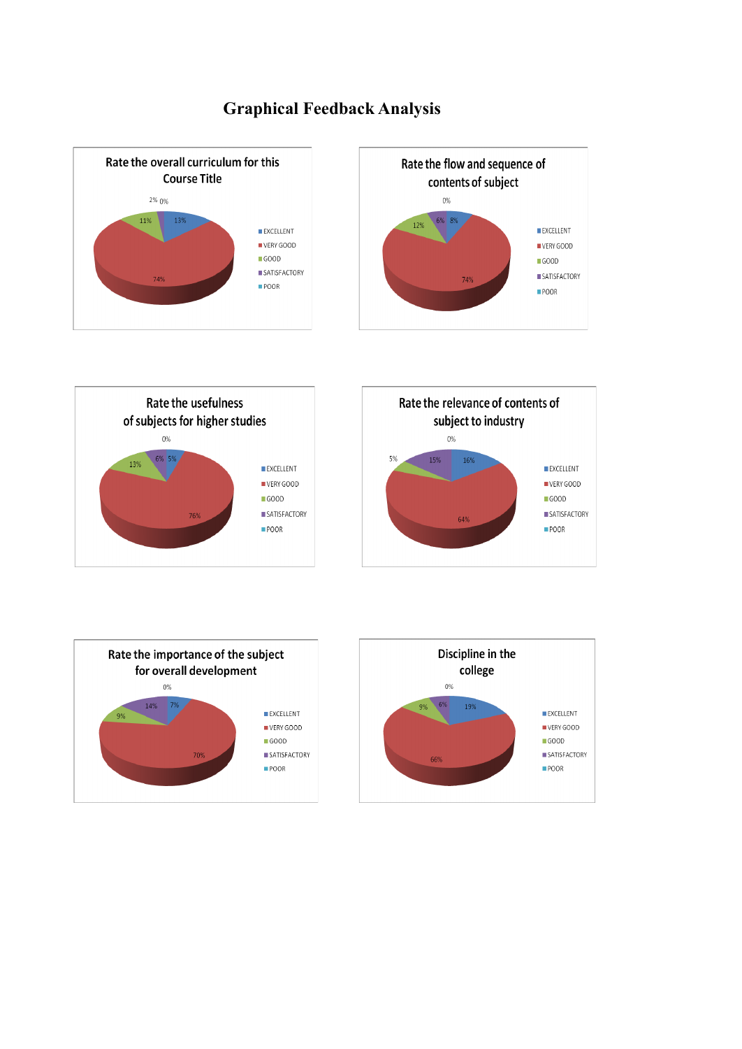# Graphical Feedback Analysis

**Rate the overall curriculum for this Course Title**

| Rating | Percentage |
|---|---|
| EXCELLENT | 13% |
| VERY GOOD | 74% |
| GOOD | 11% |
| SATISFACTORY | 2% |
| POOR | 0% |

**Rate the flow and sequence of contents of subject**

| Rating | Percentage |
|---|---|
| EXCELLENT | 8% |
| VERY GOOD | 74% |
| GOOD | 12% |
| SATISFACTORY | 6% |
| POOR | 0% |

**Rate the usefulness of subjects for higher studies**

| Rating | Percentage |
|---|---|
| EXCELLENT | 5% |
| VERY GOOD | 76% |
| GOOD | 13% |
| SATISFACTORY | 6% |
| POOR | 0% |

**Rate the relevance of contents of subject to industry**

| Rating | Percentage |
|---|---|
| EXCELLENT | 16% |
| VERY GOOD | 64% |
| GOOD | 5% |
| SATISFACTORY | 15% |
| POOR | 0% |

**Rate the importance of the subject for overall development**

| Rating | Percentage |
|---|---|
| EXCELLENT | 7% |
| VERY GOOD | 70% |
| GOOD | 9% |
| SATISFACTORY | 14% |
| POOR | 0% |

**Discipline in the college**

| Rating | Percentage |
|---|---|
| EXCELLENT | 19% |
| VERY GOOD | 66% |
| GOOD | 9% |
| SATISFACTORY | 6% |
| POOR | 0% |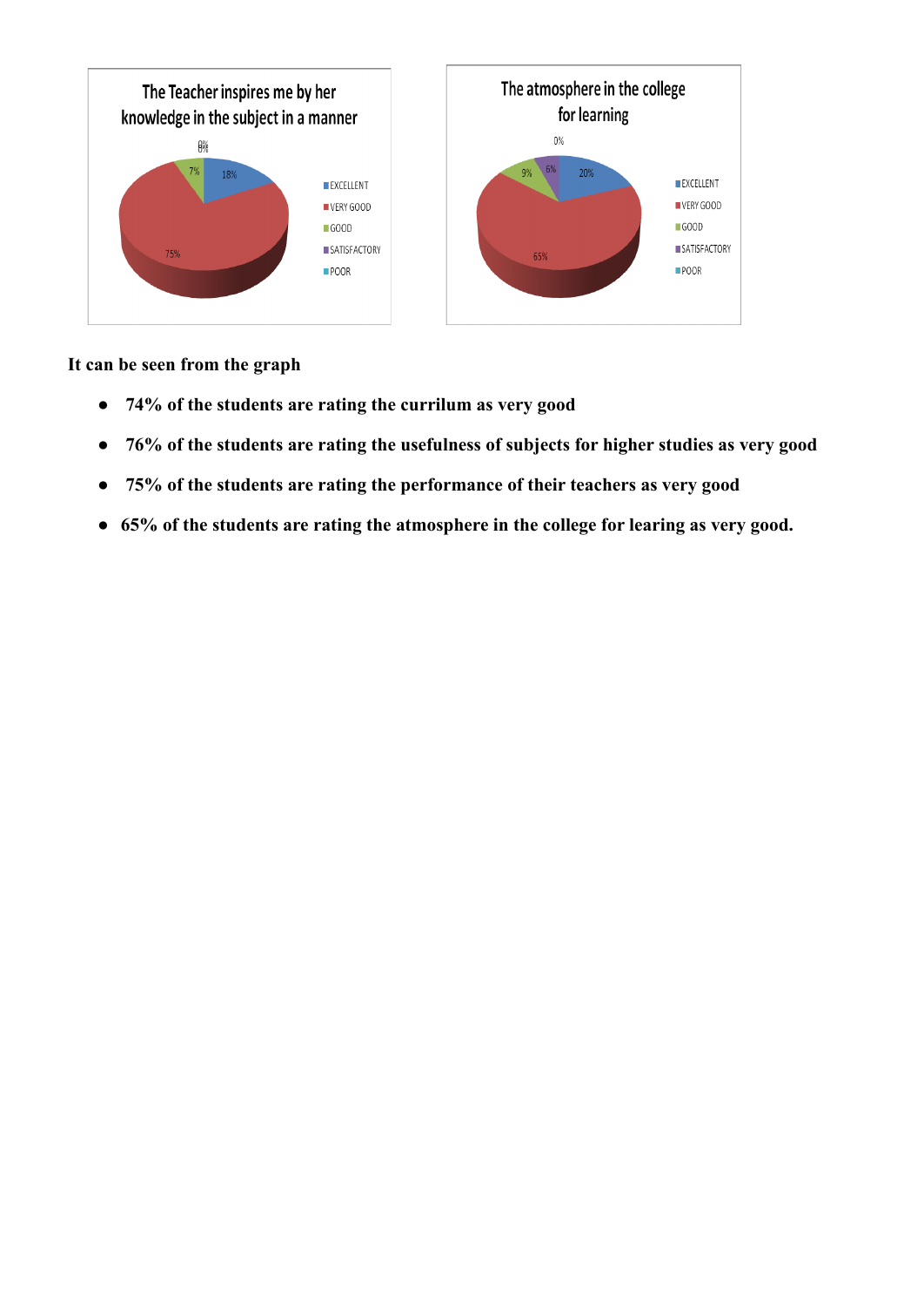**It can be seen from the graph**

- **74% of the students are rating the currilum as very good**
- **76% of the students are rating the usefulness of subjects for higher studies as very good**
- **75% of the students are rating the performance of their teachers as very good**
- **65% of the students are rating the atmosphere in the college for learing as very good.**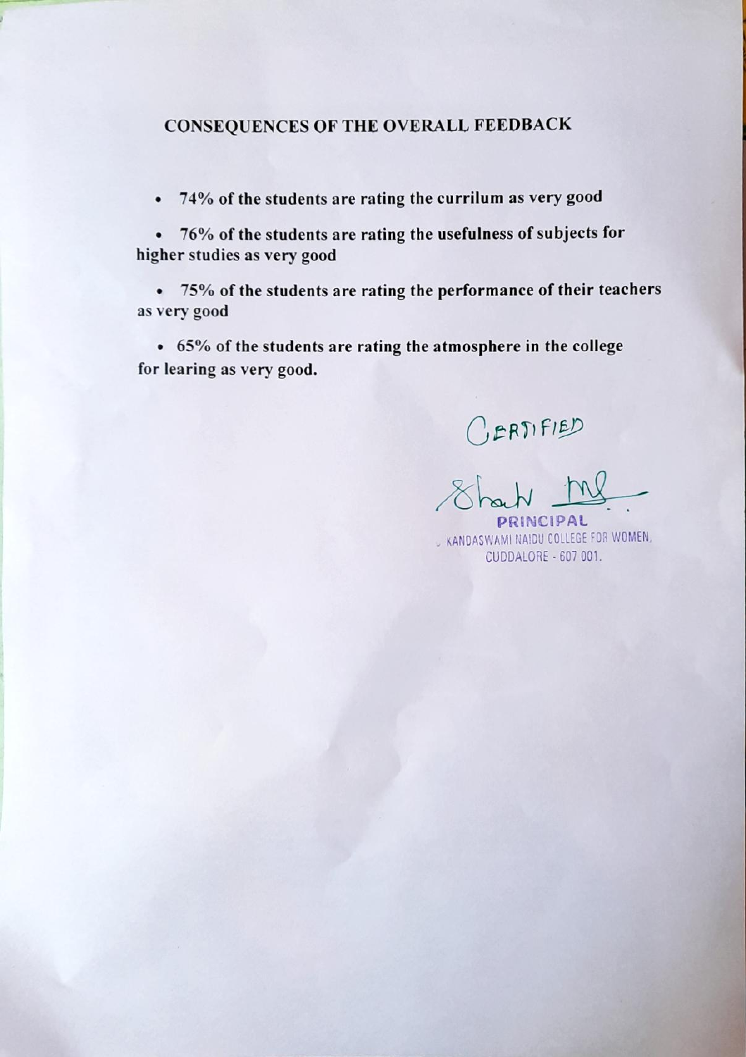## CONSEQUENCES OF THE OVERALL FEEDBACK

- **74% of the students are rating the currilum as very good**
- **76% of the students are rating the usefulness of subjects for higher studies as very good**
- **75% of the students are rating the performance of their teachers as very good**
- **65% of the students are rating the atmosphere in the college for learing as very good.**

CERTIFIED

PRINCIPAL
KANDASWAMI NAIDU COLLEGE FOR WOMEN,
CUDDALORE - 607 001.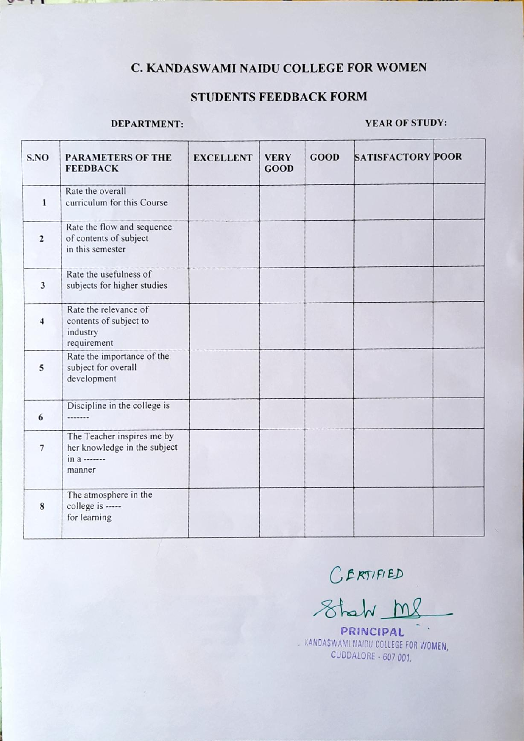# C. KANDASWAMI NAIDU COLLEGE FOR WOMEN

## STUDENTS FEEDBACK FORM

**DEPARTMENT:** **YEAR OF STUDY:**

| S.NO | PARAMETERS OF THE FEEDBACK | EXCELLENT | VERY GOOD | GOOD | SATISFACTORY | POOR |
|---|---|---|---|---|---|---|
| 1 | Rate the overall curriculum for this Course | | | | | |
| 2 | Rate the flow and sequence of contents of subject in this semester | | | | | |
| 3 | Rate the usefulness of subjects for higher studies | | | | | |
| 4 | Rate the relevance of contents of subject to industry requirement | | | | | |
| 5 | Rate the importance of the subject for overall development | | | | | |
| 6 | Discipline in the college is ------- | | | | | |
| 7 | The Teacher inspires me by her knowledge in the subject in a ------- manner | | | | | |
| 8 | The atmosphere in the college is ----- for learning | | | | | |

CERTIFIED

PRINCIPAL
KANDASWAMI NAIDU COLLEGE FOR WOMEN,
CUDDALORE - 607 001.